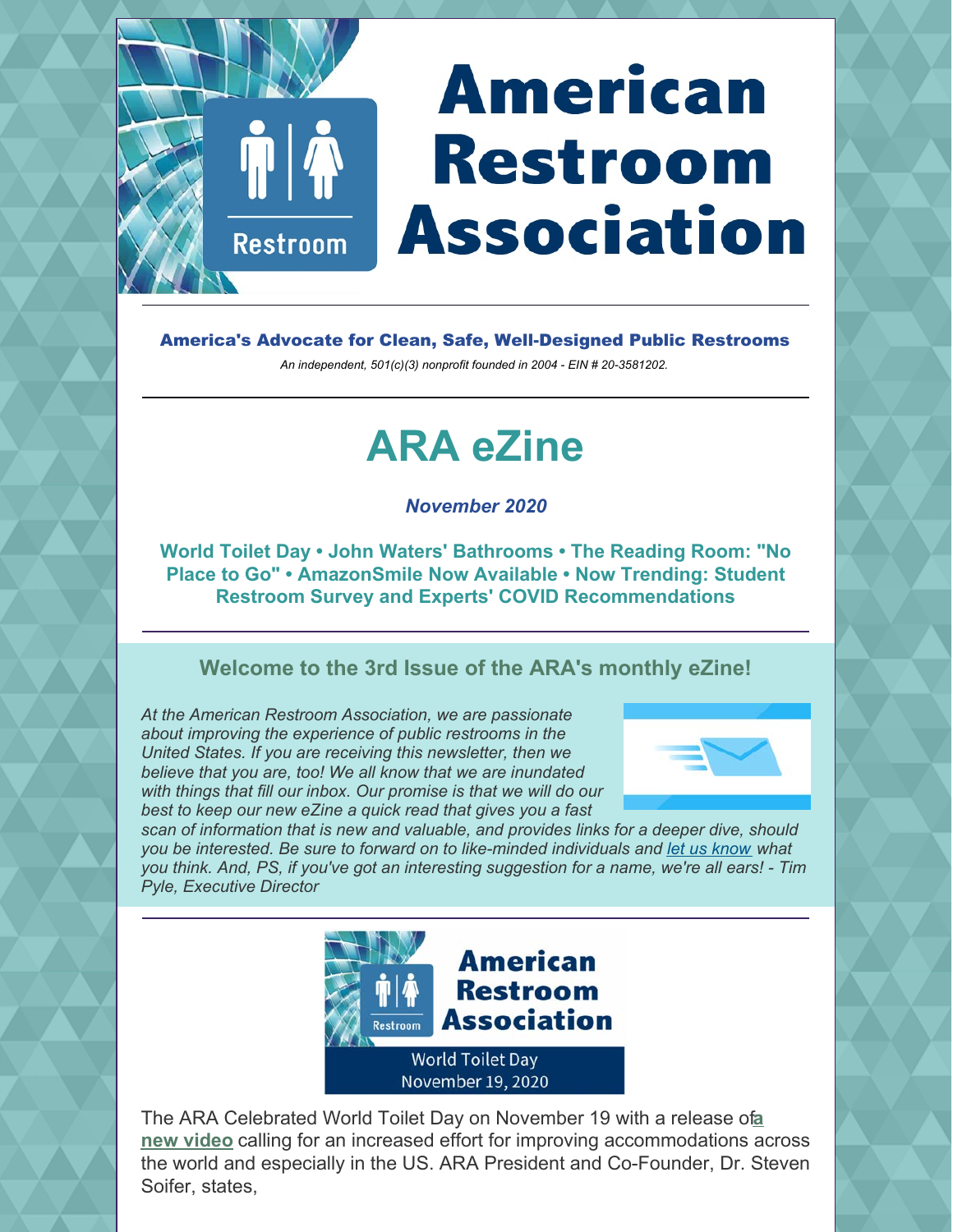# American Restroom Association

**America's Advocate for Clean, Safe, Well-Designed Public Restrooms**

*An independent, 501(c)(3) nonprofit founded in 2004 - EIN # 20-3581202.*

# ARA eZine

***November 2020***

**World Toilet Day • John Waters' Bathrooms • The Reading Room: "No Place to Go" • AmazonSmile Now Available • Now Trending: Student Restroom Survey and Experts' COVID Recommendations**

## Welcome to the 3rd Issue of the ARA's monthly eZine!

*At the American Restroom Association, we are passionate about improving the experience of public restrooms in the United States. If you are receiving this newsletter, then we believe that you are, too! We all know that we are inundated with things that fill our inbox. Our promise is that we will do our best to keep our new eZine a quick read that gives you a fast scan of information that is new and valuable, and provides links for a deeper dive, should you be interested. Be sure to forward on to like-minded individuals and let us know what you think. And, PS, if you've got an interesting suggestion for a name, we're all ears! - Tim Pyle, Executive Director*

American Restroom Association

World Toilet Day
November 19, 2020

The ARA Celebrated World Toilet Day on November 19 with a release of **a new video** calling for an increased effort for improving accommodations across the world and especially in the US. ARA President and Co-Founder, Dr. Steven Soifer, states,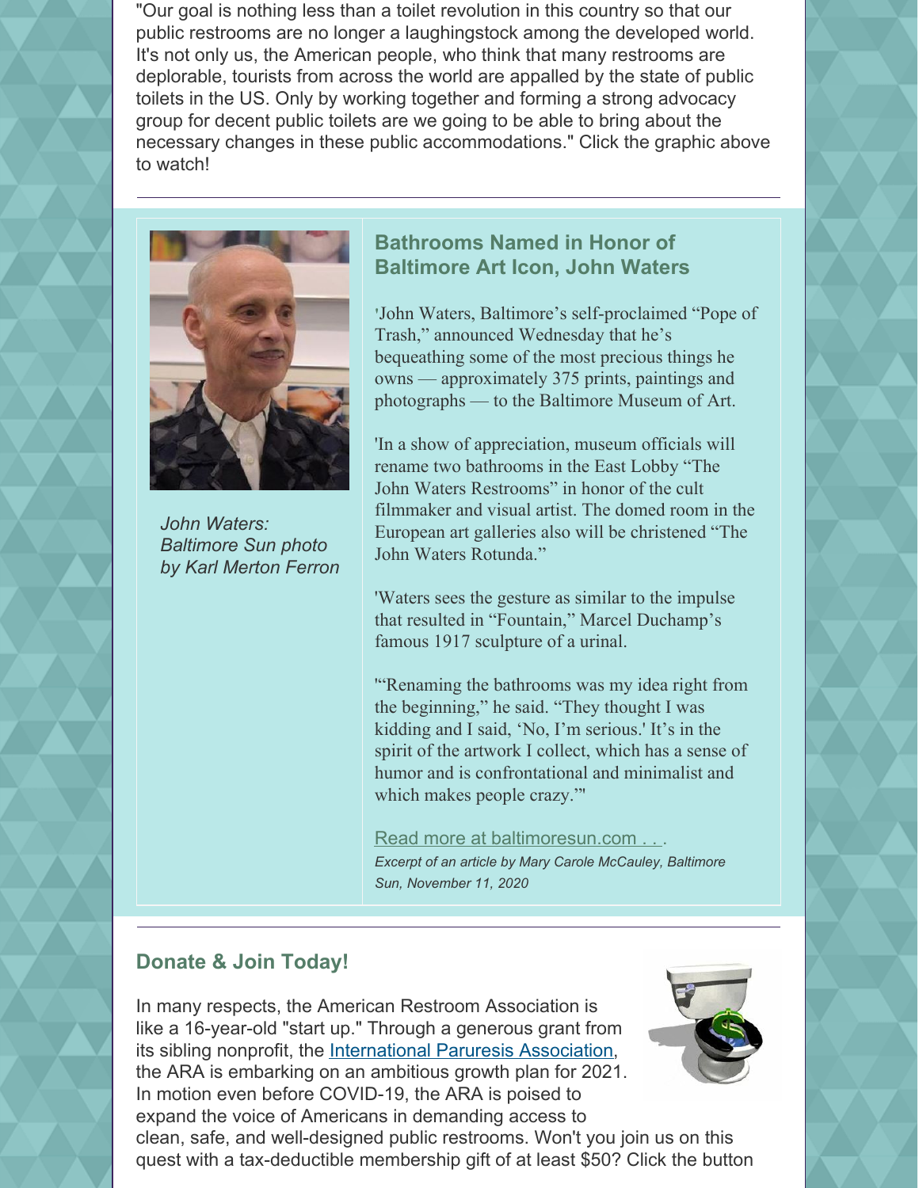"Our goal is nothing less than a toilet revolution in this country so that our public restrooms are no longer a laughingstock among the developed world. It's not only us, the American people, who think that many restrooms are deplorable, tourists from across the world are appalled by the state of public toilets in the US. Only by working together and forming a strong advocacy group for decent public toilets are we going to be able to bring about the necessary changes in these public accommodations." Click the graphic above to watch!

---

*John Waters: Baltimore Sun photo by Karl Merton Ferron*

## Bathrooms Named in Honor of Baltimore Art Icon, John Waters

'John Waters, Baltimore's self-proclaimed "Pope of Trash," announced Wednesday that he's bequeathing some of the most precious things he owns — approximately 375 prints, paintings and photographs — to the Baltimore Museum of Art.

'In a show of appreciation, museum officials will rename two bathrooms in the East Lobby "The John Waters Restrooms" in honor of the cult filmmaker and visual artist. The domed room in the European art galleries also will be christened "The John Waters Rotunda."

'Waters sees the gesture as similar to the impulse that resulted in "Fountain," Marcel Duchamp's famous 1917 sculpture of a urinal.

'"Renaming the bathrooms was my idea right from the beginning," he said. "They thought I was kidding and I said, 'No, I'm serious.' It's in the spirit of the artwork I collect, which has a sense of humor and is confrontational and minimalist and which makes people crazy."'

Read more at baltimoresun.com . . .

*Excerpt of an article by Mary Carole McCauley, Baltimore Sun, November 11, 2020*

---

## Donate & Join Today!

In many respects, the American Restroom Association is like a 16-year-old "start up." Through a generous grant from its sibling nonprofit, the International Paruresis Association, the ARA is embarking on an ambitious growth plan for 2021. In motion even before COVID-19, the ARA is poised to expand the voice of Americans in demanding access to clean, safe, and well-designed public restrooms. Won't you join us on this quest with a tax-deductible membership gift of at least $50? Click the button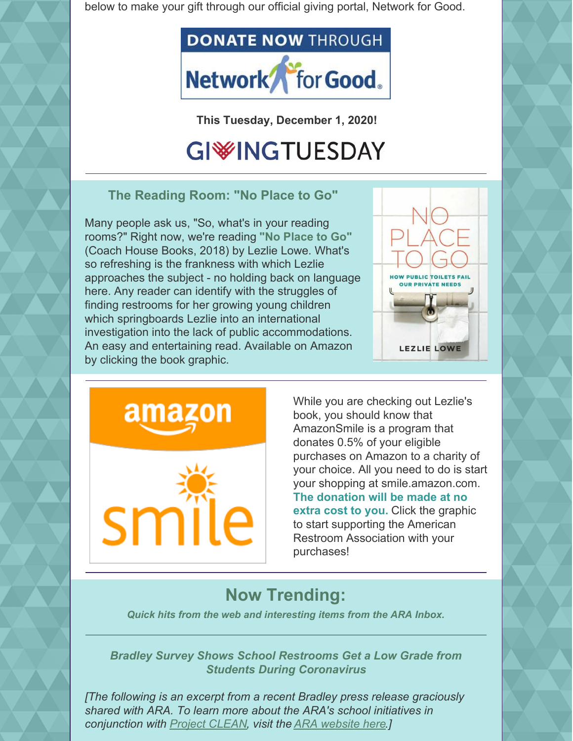below to make your gift through our official giving portal, Network for Good.

DONATE NOW THROUGH Network for Good

**This Tuesday, December 1, 2020!**

GIVINGTUESDAY

### The Reading Room: "No Place to Go"

Many people ask us, "So, what's in your reading rooms?" Right now, we're reading **"No Place to Go"** (Coach House Books, 2018) by Lezlie Lowe. What's so refreshing is the frankness with which Lezlie approaches the subject - no holding back on language here. Any reader can identify with the struggles of finding restrooms for her growing young children which springboards Lezlie into an international investigation into the lack of public accommodations. An easy and entertaining read. Available on Amazon by clicking the book graphic.

While you are checking out Lezlie's book, you should know that AmazonSmile is a program that donates 0.5% of your eligible purchases on Amazon to a charity of your choice. All you need to do is start your shopping at smile.amazon.com. **The donation will be made at no extra cost to you.** Click the graphic to start supporting the American Restroom Association with your purchases!

## Now Trending:

***Quick hits from the web and interesting items from the ARA Inbox.***

### *Bradley Survey Shows School Restrooms Get a Low Grade from Students During Coronavirus*

*[The following is an excerpt from a recent Bradley press release graciously shared with ARA. To learn more about the ARA's school initiatives in conjunction with Project CLEAN, visit the ARA website here.]*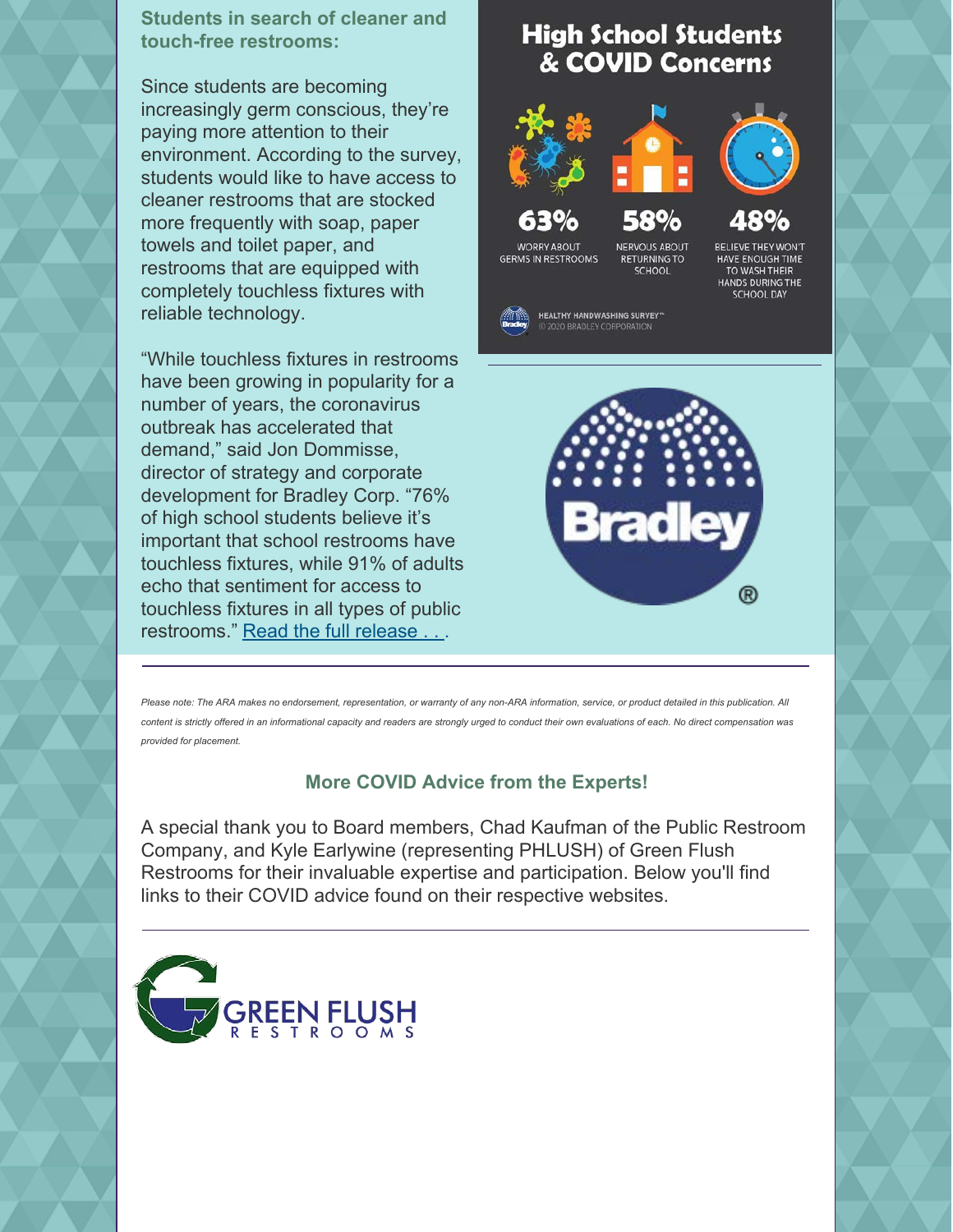**Students in search of cleaner and touch-free restrooms:**

Since students are becoming increasingly germ conscious, they're paying more attention to their environment. According to the survey, students would like to have access to cleaner restrooms that are stocked more frequently with soap, paper towels and toilet paper, and restrooms that are equipped with completely touchless fixtures with reliable technology.

"While touchless fixtures in restrooms have been growing in popularity for a number of years, the coronavirus outbreak has accelerated that demand," said Jon Dommisse, director of strategy and corporate development for Bradley Corp. "76% of high school students believe it's important that school restrooms have touchless fixtures, while 91% of adults echo that sentiment for access to touchless fixtures in all types of public restrooms." Read the full release . . .

**High School Students & COVID Concerns**

63% WORRY ABOUT GERMS IN RESTROOMS

58% NERVOUS ABOUT RETURNING TO SCHOOL

48% BELIEVE THEY WON'T HAVE ENOUGH TIME TO WASH THEIR HANDS DURING THE SCHOOL DAY

HEALTHY HANDWASHING SURVEY™ © 2020 BRADLEY CORPORATION

Bradley®

---

*Please note: The ARA makes no endorsement, representation, or warranty of any non-ARA information, service, or product detailed in this publication. All content is strictly offered in an informational capacity and readers are strongly urged to conduct their own evaluations of each. No direct compensation was provided for placement.*

**More COVID Advice from the Experts!**

A special thank you to Board members, Chad Kaufman of the Public Restroom Company, and Kyle Earlywine (representing PHLUSH) of Green Flush Restrooms for their invaluable expertise and participation. Below you'll find links to their COVID advice found on their respective websites.

---

GREEN FLUSH RESTROOMS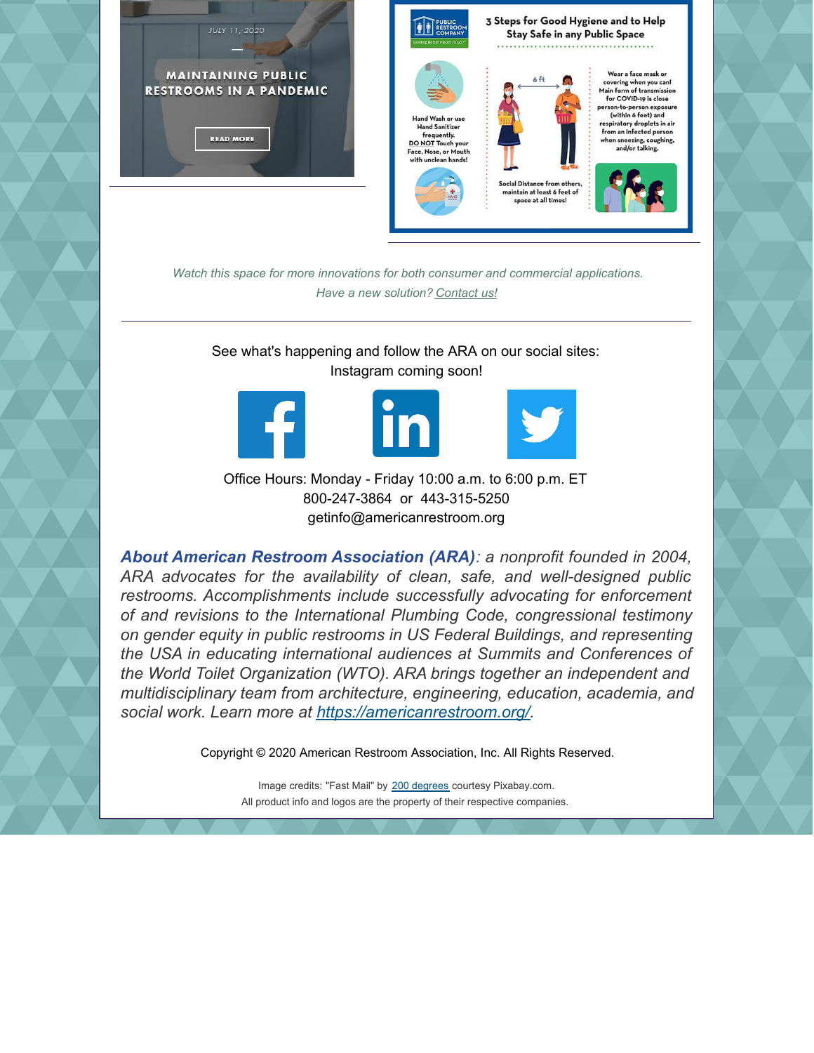JULY 11, 2020

MAINTAINING PUBLIC RESTROOMS IN A PANDEMIC

READ MORE

PUBLIC RESTROOM COMPANY

Building Better Places To Go

3 Steps for Good Hygiene and to Help Stay Safe in any Public Space

Hand Wash or use Hand Sanitizer frequently. DO NOT Touch your Face, Nose, or Mouth with unclean hands!

6 ft

Social Distance from others, maintain at least 6 feet of space at all times!

Wear a face mask or covering when you can! Main form of transmission for COVID-19 is close person-to-person exposure (within 6 feet) and respiratory droplets in air from an infected person when sneezing, coughing, and/or talking.

---

*Watch this space for more innovations for both consumer and commercial applications.*
*Have a new solution? Contact us!*

---

See what's happening and follow the ARA on our social sites:
Instagram coming soon!

Office Hours: Monday - Friday 10:00 a.m. to 6:00 p.m. ET
800-247-3864 or 443-315-5250
getinfo@americanrestroom.org

***About American Restroom Association (ARA)****: a nonprofit founded in 2004, ARA advocates for the availability of clean, safe, and well-designed public restrooms. Accomplishments include successfully advocating for enforcement of and revisions to the International Plumbing Code, congressional testimony on gender equity in public restrooms in US Federal Buildings, and representing the USA in educating international audiences at Summits and Conferences of the World Toilet Organization (WTO). ARA brings together an independent and multidisciplinary team from architecture, engineering, education, academia, and social work. Learn more at https://americanrestroom.org/.*

Copyright © 2020 American Restroom Association, Inc. All Rights Reserved.

Image credits: "Fast Mail" by 200 degrees courtesy Pixabay.com.
All product info and logos are the property of their respective companies.